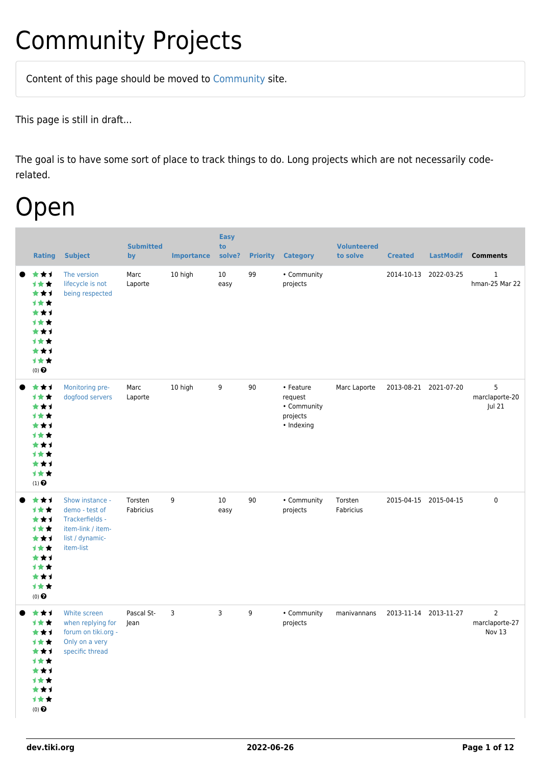# Community Projects

Content of this page should be moved to Community site.

This page is still in draft...

The goal is to have some sort of place to track things to do. Long projects which are not necessarily code-related.

# Open

| | Rating | Subject | Submitted by | Importance | Easy to solve? | Priority | Category | Volunteered to solve | Created | LastModif | Comments |
|---|---|---|---|---|---|---|---|---|---|---|---|
| ● | (0) | The version lifecycle is not being respected | Marc Laporte | 10 high | 10 easy | 99 | • Community projects | | 2014-10-13 | 2022-03-25 | 1 hman-25 Mar 22 |
| ● | (1) | Monitoring pre-dogfood servers | Marc Laporte | 10 high | 9 | 90 | • Feature request • Community projects • Indexing | Marc Laporte | 2013-08-21 | 2021-07-20 | 5 marclaporte-20 Jul 21 |
| ● | (0) | Show instance - demo - test of Trackerfields - item-link / item-list / dynamic-item-list | Torsten Fabricius | 9 | 10 easy | 90 | • Community projects | Torsten Fabricius | 2015-04-15 | 2015-04-15 | 0 |
| ● | (0) | White screen when replying for forum on tiki.org - Only on a very specific thread | Pascal St-Jean | 3 | 3 | 9 | • Community projects | manivannans | 2013-11-14 | 2013-11-27 | 2 marclaporte-27 Nov 13 |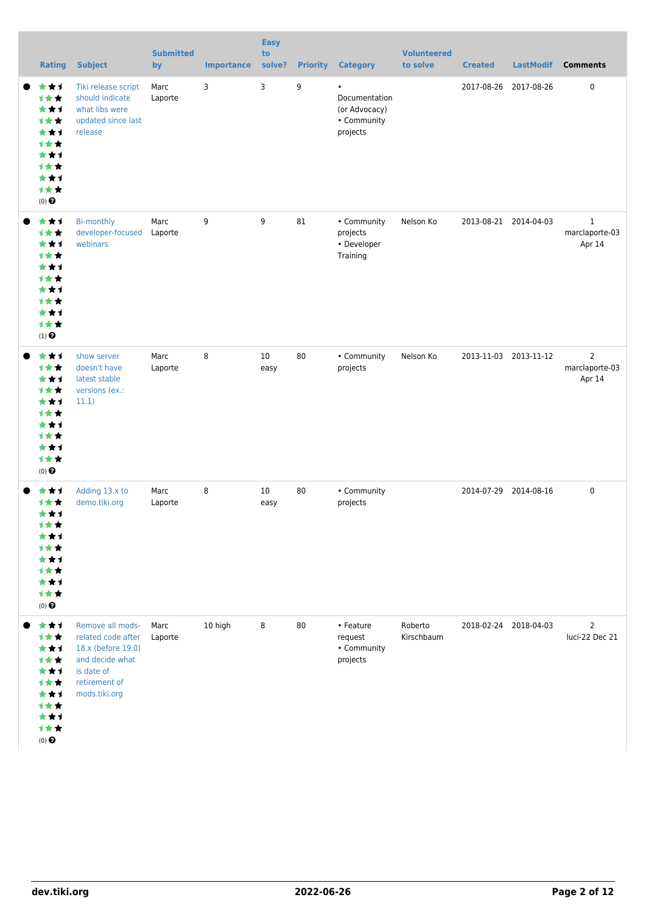| | Rating | Subject | Submitted by | Importance | Easy to solve? | Priority | Category | Volunteered to solve | Created | LastModif | Comments |
|---|---|---|---|---|---|---|---|---|---|---|---|
| ● | (0) | Tiki release script should indicate what libs were updated since last release | Marc Laporte | 3 | 3 | 9 | • Documentation (or Advocacy) • Community projects | | 2017-08-26 | 2017-08-26 | 0 |
| ● | (1) | Bi-monthly developer-focused webinars | Marc Laporte | 9 | 9 | 81 | • Community projects • Developer Training | Nelson Ko | 2013-08-21 | 2014-04-03 | 1 marclaporte-03 Apr 14 |
| ● | (0) | show server doesn't have latest stable versions (ex.: 11.1) | Marc Laporte | 8 | 10 easy | 80 | • Community projects | Nelson Ko | 2013-11-03 | 2013-11-12 | 2 marclaporte-03 Apr 14 |
| ● | (0) | Adding 13.x to demo.tiki.org | Marc Laporte | 8 | 10 easy | 80 | • Community projects | | 2014-07-29 | 2014-08-16 | 0 |
| ● | (0) | Remove all mods-related code after 18.x (before 19.0) and decide what is date of retirement of mods.tiki.org | Marc Laporte | 10 high | 8 | 80 | • Feature request • Community projects | Roberto Kirschbaum | 2018-02-24 | 2018-04-03 | 2 luci-22 Dec 21 |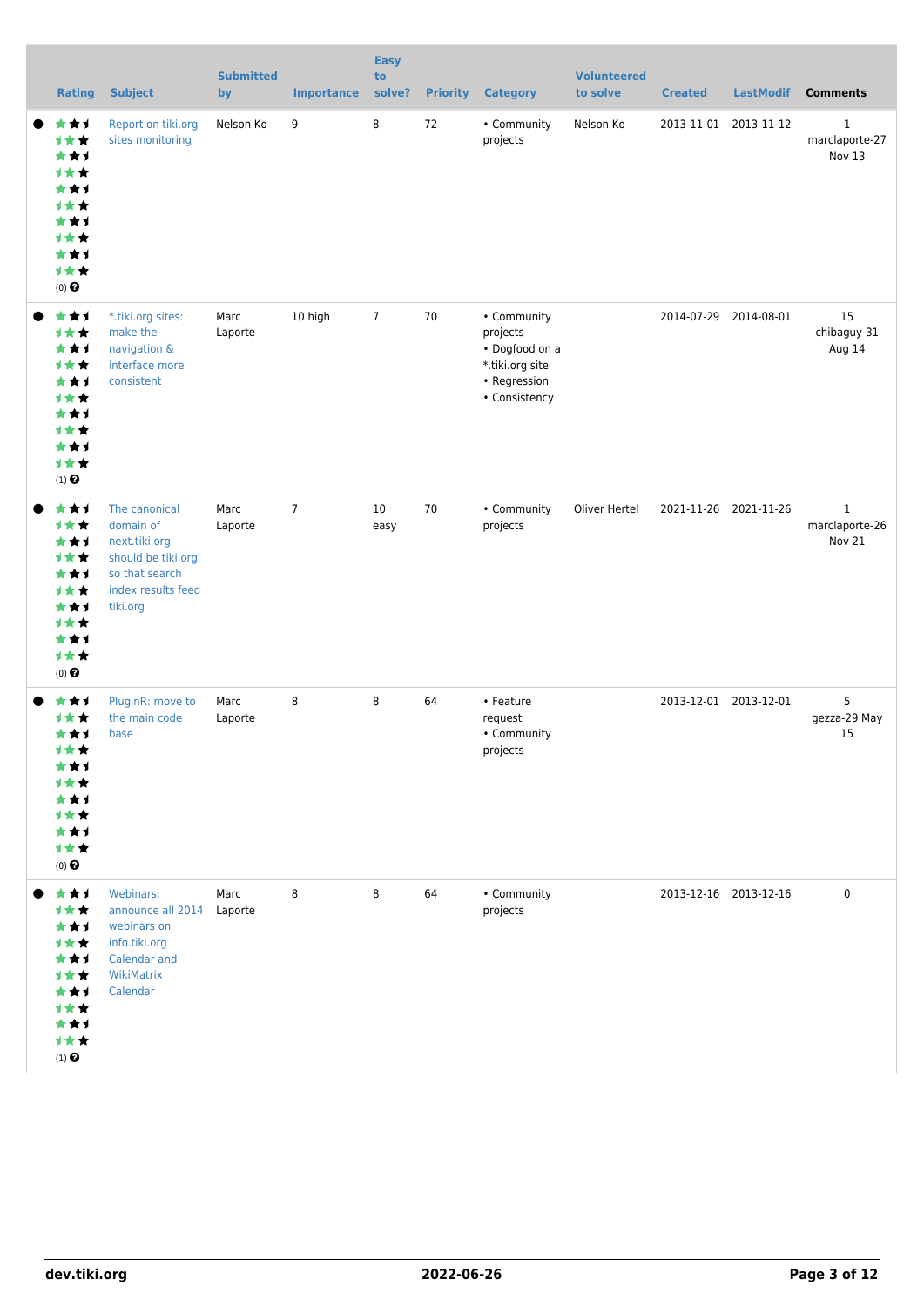| | Rating | Subject | Submitted by | Importance | Easy to solve? | Priority | Category | Volunteered to solve | Created | LastModif | Comments |
|---|---|---|---|---|---|---|---|---|---|---|---|
| ● | (0) | Report on tiki.org sites monitoring | Nelson Ko | 9 | 8 | 72 | • Community projects | Nelson Ko | 2013-11-01 | 2013-11-12 | 1 marclaporte-27 Nov 13 |
| ● | (1) | *.tiki.org sites: make the navigation & interface more consistent | Marc Laporte | 10 high | 7 | 70 | • Community projects • Dogfood on a *.tiki.org site • Regression • Consistency | | 2014-07-29 | 2014-08-01 | 15 chibaguy-31 Aug 14 |
| ● | (0) | The canonical domain of next.tiki.org should be tiki.org so that search index results feed tiki.org | Marc Laporte | 7 | 10 easy | 70 | • Community projects | Oliver Hertel | 2021-11-26 | 2021-11-26 | 1 marclaporte-26 Nov 21 |
| ● | (0) | PluginR: move to the main code base | Marc Laporte | 8 | 8 | 64 | • Feature request • Community projects | | 2013-12-01 | 2013-12-01 | 5 gezza-29 May 15 |
| ● | (1) | Webinars: announce all 2014 webinars on info.tiki.org Calendar and WikiMatrix Calendar | Marc Laporte | 8 | 8 | 64 | • Community projects | | 2013-12-16 | 2013-12-16 | 0 |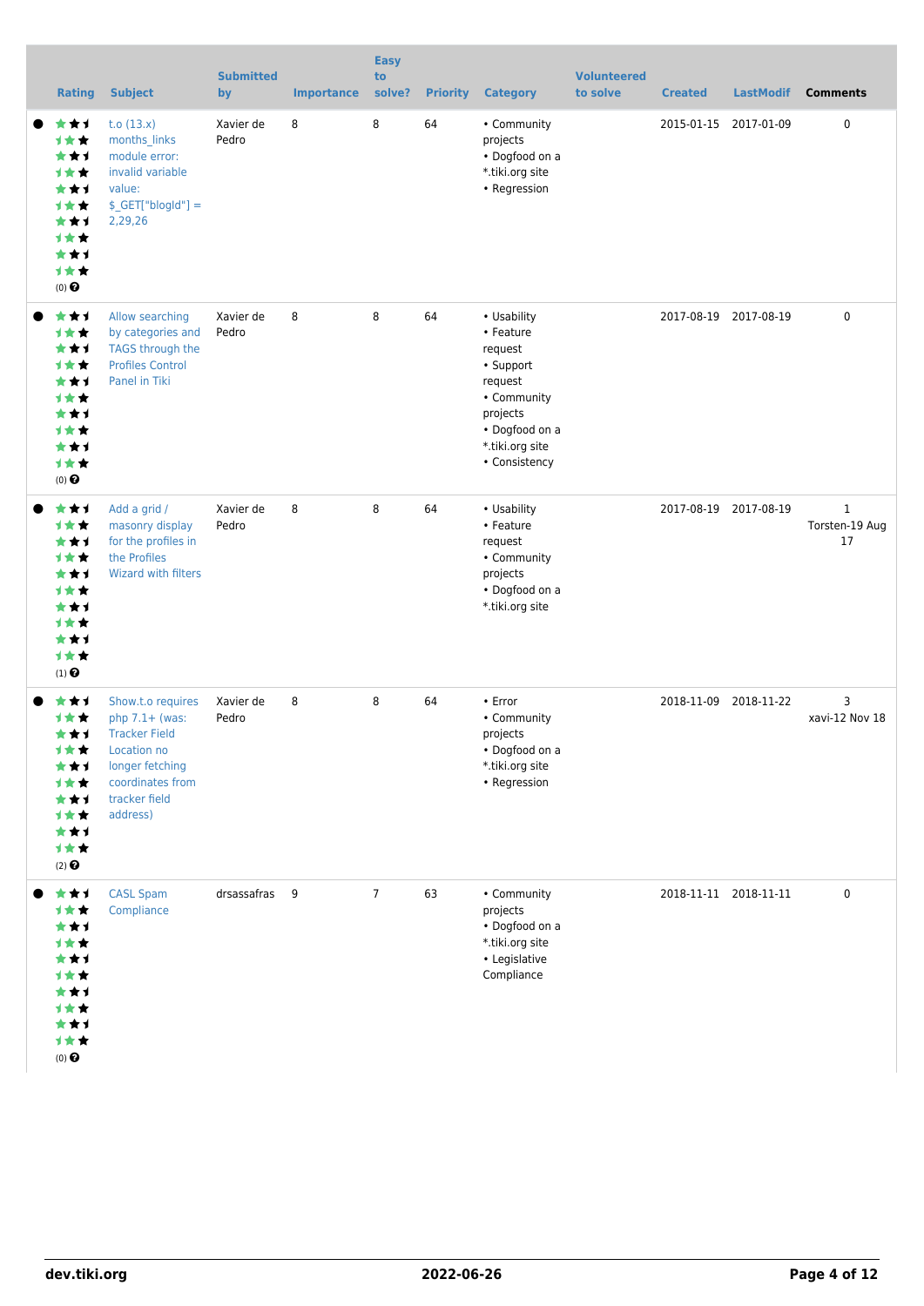| Rating | Subject | Submitted by | Importance | Easy to solve? | Priority | Category | Volunteered to solve | Created | LastModif | Comments |
|---|---|---|---|---|---|---|---|---|---|---|
| (0) | t.o (13.x) months_links module error: invalid variable value: $_GET["blogId"] = 2,29,26 | Xavier de Pedro | 8 | 8 | 64 | • Community projects • Dogfood on a *.tiki.org site • Regression | | 2015-01-15 | 2017-01-09 | 0 |
| (0) | Allow searching by categories and TAGS through the Profiles Control Panel in Tiki | Xavier de Pedro | 8 | 8 | 64 | • Usability • Feature request • Support request • Community projects • Dogfood on a *.tiki.org site • Consistency | | 2017-08-19 | 2017-08-19 | 0 |
| (1) | Add a grid / masonry display for the profiles in the Profiles Wizard with filters | Xavier de Pedro | 8 | 8 | 64 | • Usability • Feature request • Community projects • Dogfood on a *.tiki.org site | | 2017-08-19 | 2017-08-19 | 1 Torsten-19 Aug 17 |
| (2) | Show.t.o requires php 7.1+ (was: Tracker Field Location no longer fetching coordinates from tracker field address) | Xavier de Pedro | 8 | 8 | 64 | • Error • Community projects • Dogfood on a *.tiki.org site • Regression | | 2018-11-09 | 2018-11-22 | 3 xavi-12 Nov 18 |
| (0) | CASL Spam Compliance | drsassafras | 9 | 7 | 63 | • Community projects • Dogfood on a *.tiki.org site • Legislative Compliance | | 2018-11-11 | 2018-11-11 | 0 |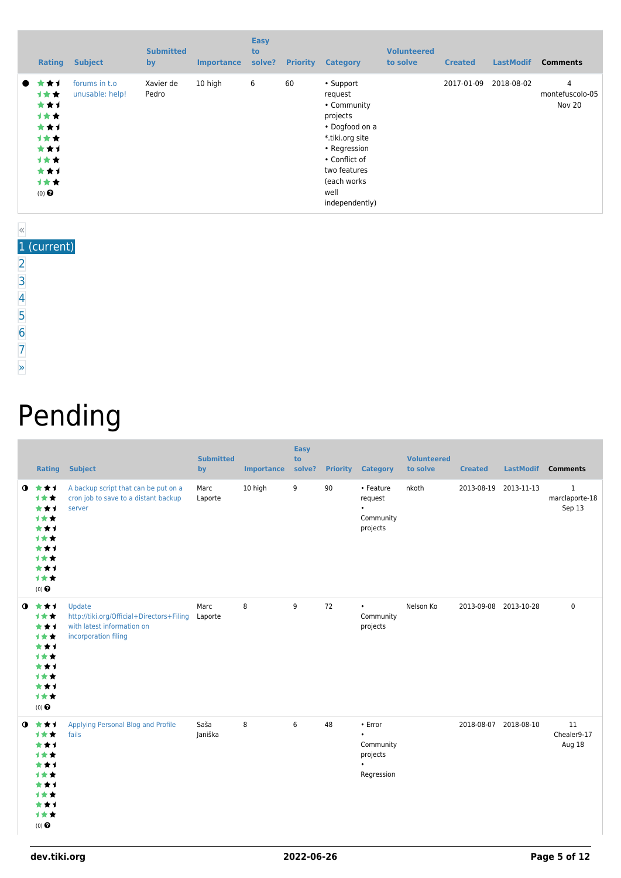| | Rating | Subject | Submitted by | Importance | Easy to solve? | Priority | Category | Volunteered to solve | Created | LastModif | Comments |
|---|---|---|---|---|---|---|---|---|---|---|---|
| ● | (0) | forums in t.o unusable: help! | Xavier de Pedro | 10 high | 6 | 60 | • Support request • Community projects • Dogfood on a *.tiki.org site • Regression • Conflict of two features (each works well independently) | | 2017-01-09 | 2018-08-02 | 4 montefuscolo-05 Nov 20 |

«
1 (current)
2
3
4
5
6
7
»

# Pending

| | Rating | Subject | Submitted by | Importance | Easy to solve? | Priority | Category | Volunteered to solve | Created | LastModif | Comments |
|---|---|---|---|---|---|---|---|---|---|---|---|
| ◑ | (0) | A backup script that can be put on a cron job to save to a distant backup server | Marc Laporte | 10 high | 9 | 90 | • Feature request • Community projects | nkoth | 2013-08-19 | 2013-11-13 | 1 marclaporte-18 Sep 13 |
| ◑ | (0) | Update http://tiki.org/Official+Directors+Filing with latest information on incorporation filing | Marc Laporte | 8 | 9 | 72 | • Community projects | Nelson Ko | 2013-09-08 | 2013-10-28 | 0 |
| ◑ | (0) | Applying Personal Blog and Profile fails | Saša Janiška | 8 | 6 | 48 | • Error • Community projects • Regression | | 2018-08-07 | 2018-08-10 | 11 Chealer9-17 Aug 18 |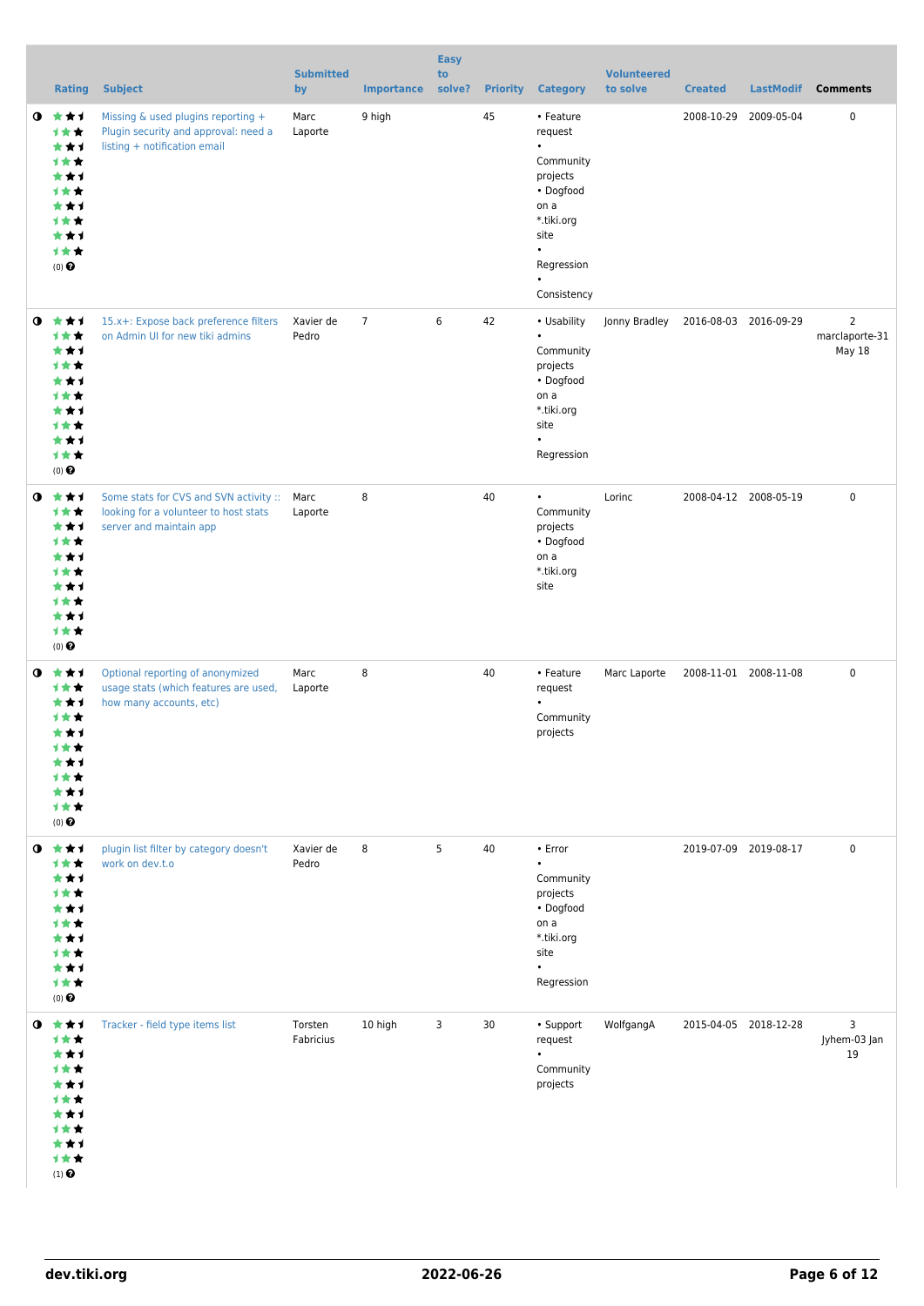| | Rating | Subject | Submitted by | Importance | Easy to solve? | Priority | Category | Volunteered to solve | Created | LastModif | Comments |
|---|---|---|---|---|---|---|---|---|---|---|---|
| | (0) | Missing & used plugins reporting + Plugin security and approval: need a listing + notification email | Marc Laporte | 9 high | | 45 | • Feature request • Community projects • Dogfood on a *.tiki.org site • Regression • Consistency | | 2008-10-29 | 2009-05-04 | 0 |
| | (0) | 15.x+: Expose back preference filters on Admin UI for new tiki admins | Xavier de Pedro | 7 | 6 | 42 | • Usability • Community projects • Dogfood on a *.tiki.org site • Regression | Jonny Bradley | 2016-08-03 | 2016-09-29 | 2 marclaporte-31 May 18 |
| | (0) | Some stats for CVS and SVN activity :: looking for a volunteer to host stats server and maintain app | Marc Laporte | 8 | | 40 | • Community projects • Dogfood on a *.tiki.org site | Lorinc | 2008-04-12 | 2008-05-19 | 0 |
| | (0) | Optional reporting of anonymized usage stats (which features are used, how many accounts, etc) | Marc Laporte | 8 | | 40 | • Feature request • Community projects | Marc Laporte | 2008-11-01 | 2008-11-08 | 0 |
| | (0) | plugin list filter by category doesn't work on dev.t.o | Xavier de Pedro | 8 | 5 | 40 | • Error • Community projects • Dogfood on a *.tiki.org site • Regression | | 2019-07-09 | 2019-08-17 | 0 |
| | (1) | Tracker - field type items list | Torsten Fabricius | 10 high | 3 | 30 | • Support request • Community projects | WolfgangA | 2015-04-05 | 2018-12-28 | 3 Jyhem-03 Jan 19 |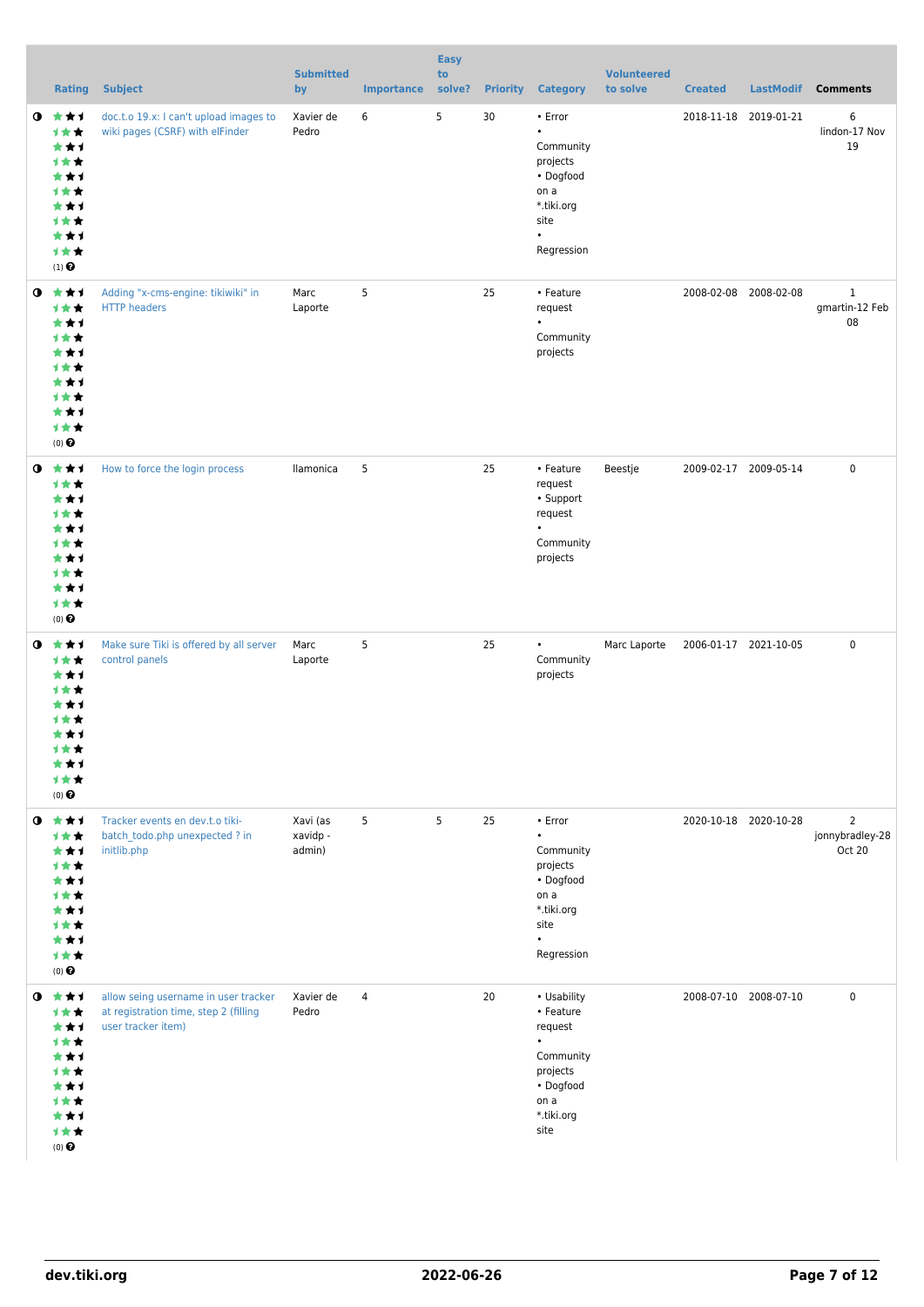| | Rating | Subject | Submitted by | Importance | Easy to solve? | Priority | Category | Volunteered to solve | Created | LastModif | Comments |
|---|---|---|---|---|---|---|---|---|---|---|---|
| ◑ | (1) | doc.t.o 19.x: I can't upload images to wiki pages (CSRF) with elFinder | Xavier de Pedro | 6 | 5 | 30 | • Error • Community projects • Dogfood on a *.tiki.org site • Regression | | 2018-11-18 | 2019-01-21 | 6 lindon-17 Nov 19 |
| ◑ | (0) | Adding "x-cms-engine: tikiwiki" in HTTP headers | Marc Laporte | 5 | | 25 | • Feature request • Community projects | | 2008-02-08 | 2008-02-08 | 1 gmartin-12 Feb 08 |
| ◑ | (0) | How to force the login process | llamonica | 5 | | 25 | • Feature request • Support request • Community projects | Beestje | 2009-02-17 | 2009-05-14 | 0 |
| ◑ | (0) | Make sure Tiki is offered by all server control panels | Marc Laporte | 5 | | 25 | • Community projects | Marc Laporte | 2006-01-17 | 2021-10-05 | 0 |
| ◑ | (0) | Tracker events en dev.t.o tiki-batch_todo.php unexpected ? in initlib.php | Xavi (as xavidp - admin) | 5 | 5 | 25 | • Error • Community projects • Dogfood on a *.tiki.org site • Regression | | 2020-10-18 | 2020-10-28 | 2 jonnybradley-28 Oct 20 |
| ◑ | (0) | allow seing username in user tracker at registration time, step 2 (filling user tracker item) | Xavier de Pedro | 4 | | 20 | • Usability • Feature request • Community projects • Dogfood on a *.tiki.org site | | 2008-07-10 | 2008-07-10 | 0 |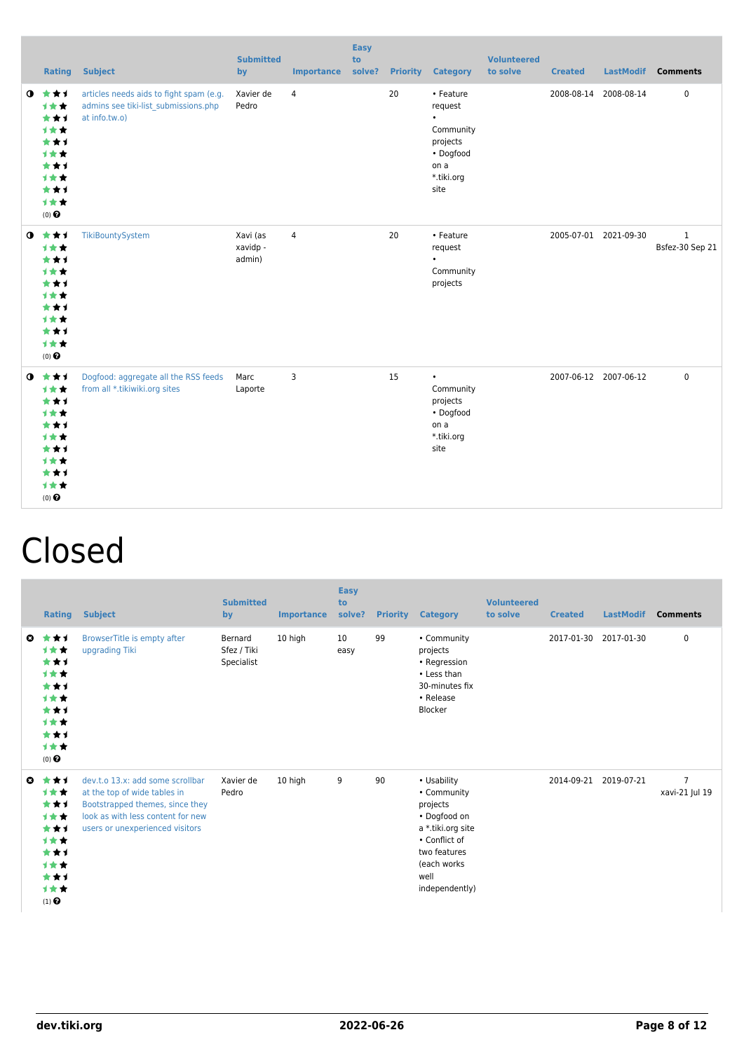| | Rating | Subject | Submitted by | Importance | Easy to solve? | Priority | Category | Volunteered to solve | Created | LastModif | Comments |
|---|---|---|---|---|---|---|---|---|---|---|---|
| ◑ | (0) | articles needs aids to fight spam (e.g. admins see tiki-list_submissions.php at info.tw.o) | Xavier de Pedro | 4 | | 20 | • Feature request • Community projects • Dogfood on a *.tiki.org site | | 2008-08-14 | 2008-08-14 | 0 |
| ◑ | (0) | TikiBountySystem | Xavi (as xavidp - admin) | 4 | | 20 | • Feature request • Community projects | | 2005-07-01 | 2021-09-30 | 1 Bsfez-30 Sep 21 |
| ◑ | (0) | Dogfood: aggregate all the RSS feeds from all *.tikiwiki.org sites | Marc Laporte | 3 | | 15 | • Community projects • Dogfood on a *.tiki.org site | | 2007-06-12 | 2007-06-12 | 0 |

# Closed

| | Rating | Subject | Submitted by | Importance | Easy to solve? | Priority | Category | Volunteered to solve | Created | LastModif | Comments |
|---|---|---|---|---|---|---|---|---|---|---|---|
| ✖ | (0) | BrowserTitle is empty after upgrading Tiki | Bernard Sfez / Tiki Specialist | 10 high | 10 easy | 99 | • Community projects • Regression • Less than 30-minutes fix • Release Blocker | | 2017-01-30 | 2017-01-30 | 0 |
| ✖ | (1) | dev.t.o 13.x: add some scrollbar at the top of wide tables in Bootstrapped themes, since they look as with less content for new users or unexperienced visitors | Xavier de Pedro | 10 high | 9 | 90 | • Usability • Community projects • Dogfood on a *.tiki.org site • Conflict of two features (each works well independently) | | 2014-09-21 | 2019-07-21 | 7 xavi-21 Jul 19 |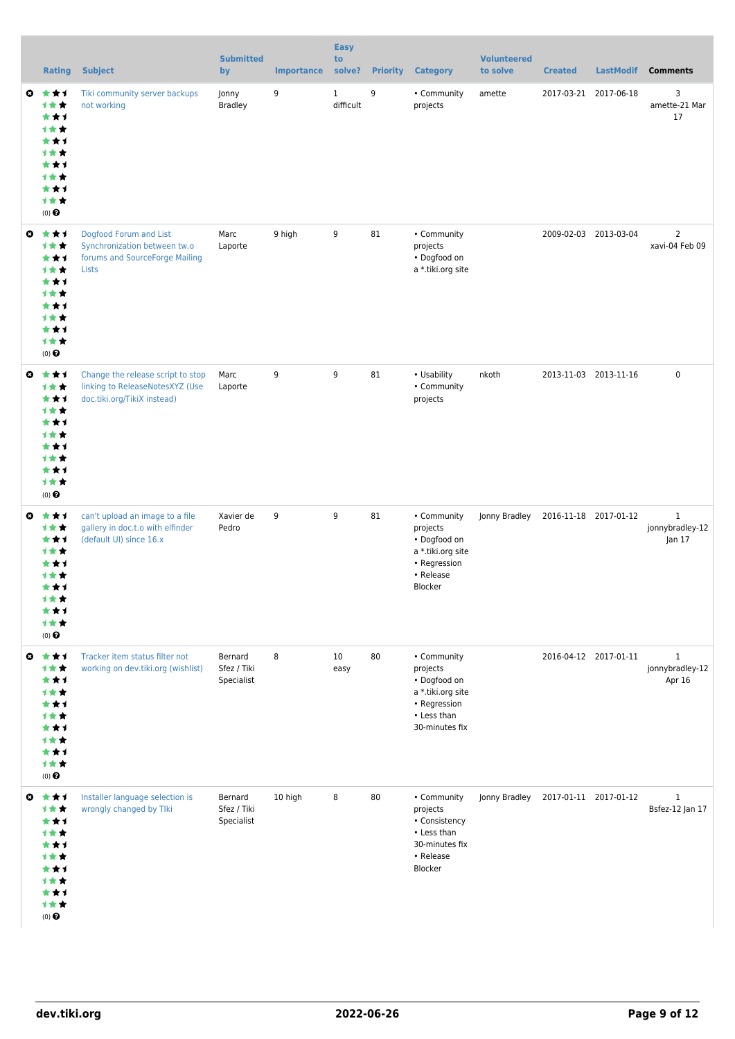|  | Rating | Subject | Submitted by | Importance | Easy to solve? | Priority | Category | Volunteered to solve | Created | LastModif | Comments |
|---|---|---|---|---|---|---|---|---|---|---|---|
|  | (0) | Tiki community server backups not working | Jonny Bradley | 9 | 1 difficult | 9 | • Community projects | amette | 2017-03-21 | 2017-06-18 | 3 amette-21 Mar 17 |
|  | (0) | Dogfood Forum and List Synchronization between tw.o forums and SourceForge Mailing Lists | Marc Laporte | 9 high | 9 | 81 | • Community projects • Dogfood on a *.tiki.org site |  | 2009-02-03 | 2013-03-04 | 2 xavi-04 Feb 09 |
|  | (0) | Change the release script to stop linking to ReleaseNotesXYZ (Use doc.tiki.org/TikiX instead) | Marc Laporte | 9 | 9 | 81 | • Usability • Community projects | nkoth | 2013-11-03 | 2013-11-16 | 0 |
|  | (0) | can't upload an image to a file gallery in doc.t.o with elfinder (default UI) since 16.x | Xavier de Pedro | 9 | 9 | 81 | • Community projects • Dogfood on a *.tiki.org site • Regression • Release Blocker | Jonny Bradley | 2016-11-18 | 2017-01-12 | 1 jonnybradley-12 Jan 17 |
|  | (0) | Tracker item status filter not working on dev.tiki.org (wishlist) | Bernard Sfez / Tiki Specialist | 8 | 10 easy | 80 | • Community projects • Dogfood on a *.tiki.org site • Regression • Less than 30-minutes fix |  | 2016-04-12 | 2017-01-11 | 1 jonnybradley-12 Apr 16 |
|  | (0) | Installer language selection is wrongly changed by TIki | Bernard Sfez / Tiki Specialist | 10 high | 8 | 80 | • Community projects • Consistency • Less than 30-minutes fix • Release Blocker | Jonny Bradley | 2017-01-11 | 2017-01-12 | 1 Bsfez-12 Jan 17 |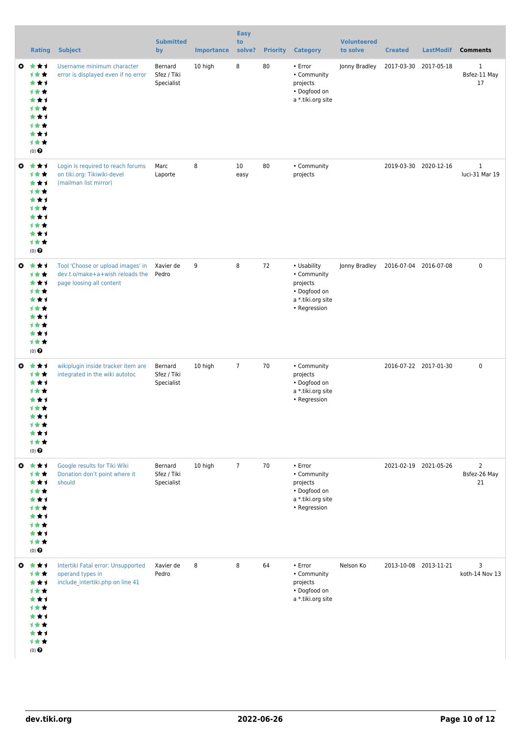| | Rating | Subject | Submitted by | Importance | Easy to solve? | Priority | Category | Volunteered to solve | Created | LastModif | Comments |
|---|---|---|---|---|---|---|---|---|---|---|---|
| | (0) | Username minimum character error is displayed even if no error | Bernard Sfez / Tiki Specialist | 10 high | 8 | 80 | • Error • Community projects • Dogfood on a *.tiki.org site | Jonny Bradley | 2017-03-30 | 2017-05-18 | 1 Bsfez-11 May 17 |
| | (0) | Login is required to reach forums on tiki.org: Tikiwiki-devel (mailman list mirror) | Marc Laporte | 8 | 10 easy | 80 | • Community projects | | 2019-03-30 | 2020-12-16 | 1 luci-31 Mar 19 |
| | (0) | Tool 'Choose or upload images' in dev.t.o/make+a+wish reloads the page loosing all content | Xavier de Pedro | 9 | 8 | 72 | • Usability • Community projects • Dogfood on a *.tiki.org site • Regression | Jonny Bradley | 2016-07-04 | 2016-07-08 | 0 |
| | (0) | wikiplugin inside tracker item are integrated in the wiki autotoc | Bernard Sfez / Tiki Specialist | 10 high | 7 | 70 | • Community projects • Dogfood on a *.tiki.org site • Regression | | 2016-07-22 | 2017-01-30 | 0 |
| | (0) | Google results for Tiki Wiki Donation don't point where it should | Bernard Sfez / Tiki Specialist | 10 high | 7 | 70 | • Error • Community projects • Dogfood on a *.tiki.org site • Regression | | 2021-02-19 | 2021-05-26 | 2 Bsfez-26 May 21 |
| | (0) | Intertiki Fatal error: Unsupported operand types in include_intertiki.php on line 41 | Xavier de Pedro | 8 | 8 | 64 | • Error • Community projects • Dogfood on a *.tiki.org site | Nelson Ko | 2013-10-08 | 2013-11-21 | 3 koth-14 Nov 13 |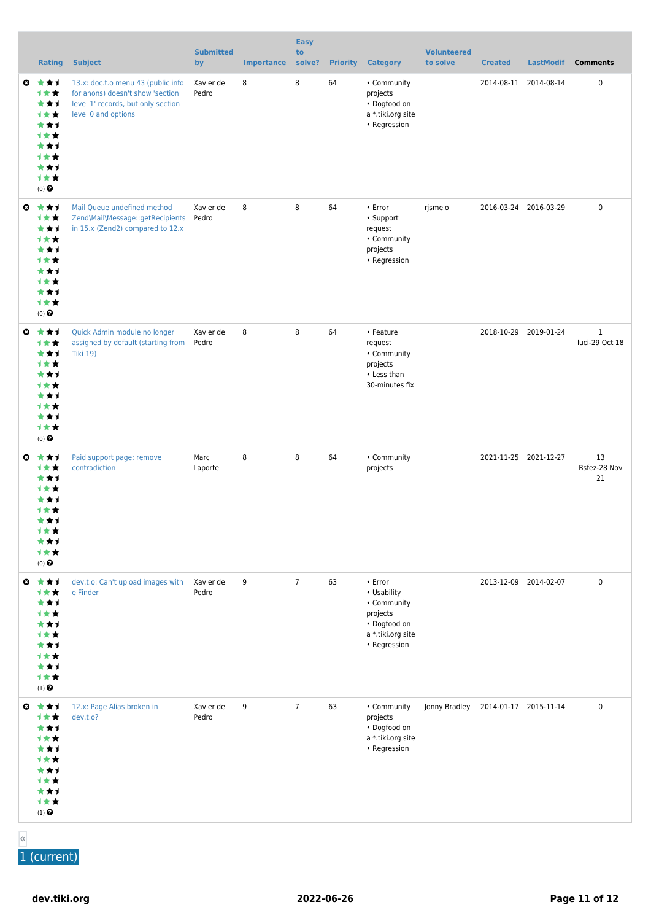| | Rating | Subject | Submitted by | Importance | Easy to solve? | Priority | Category | Volunteered to solve | Created | LastModif | Comments |
|---|---|---|---|---|---|---|---|---|---|---|---|
| | (0) | 13.x: doc.t.o menu 43 (public info for anons) doesn't show 'section level 1' records, but only section level 0 and options | Xavier de Pedro | 8 | 8 | 64 | • Community projects • Dogfood on a *.tiki.org site • Regression | | 2014-08-11 | 2014-08-14 | 0 |
| | (0) | Mail Queue undefined method Zend\Mail\Message::getRecipients in 15.x (Zend2) compared to 12.x | Xavier de Pedro | 8 | 8 | 64 | • Error • Support request • Community projects • Regression | rjsmelo | 2016-03-24 | 2016-03-29 | 0 |
| | (0) | Quick Admin module no longer assigned by default (starting from Tiki 19) | Xavier de Pedro | 8 | 8 | 64 | • Feature request • Community projects • Less than 30-minutes fix | | 2018-10-29 | 2019-01-24 | 1 luci-29 Oct 18 |
| | (0) | Paid support page: remove contradiction | Marc Laporte | 8 | 8 | 64 | • Community projects | | 2021-11-25 | 2021-12-27 | 13 Bsfez-28 Nov 21 |
| | (1) | dev.t.o: Can't upload images with elFinder | Xavier de Pedro | 9 | 7 | 63 | • Error • Usability • Community projects • Dogfood on a *.tiki.org site • Regression | | 2013-12-09 | 2014-02-07 | 0 |
| | (1) | 12.x: Page Alias broken in dev.t.o? | Xavier de Pedro | 9 | 7 | 63 | • Community projects • Dogfood on a *.tiki.org site • Regression | Jonny Bradley | 2014-01-17 | 2015-11-14 | 0 |

«

1 (current)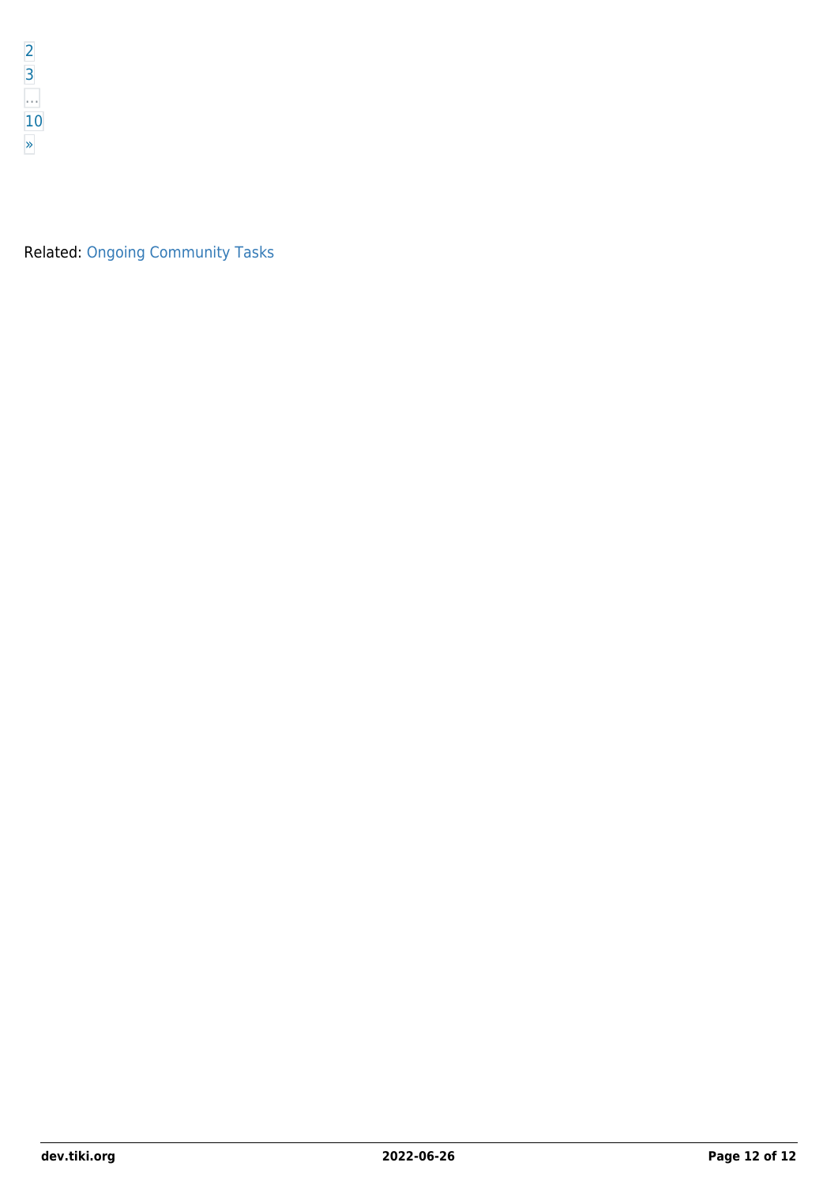2
3
…
10
»

Related: Ongoing Community Tasks